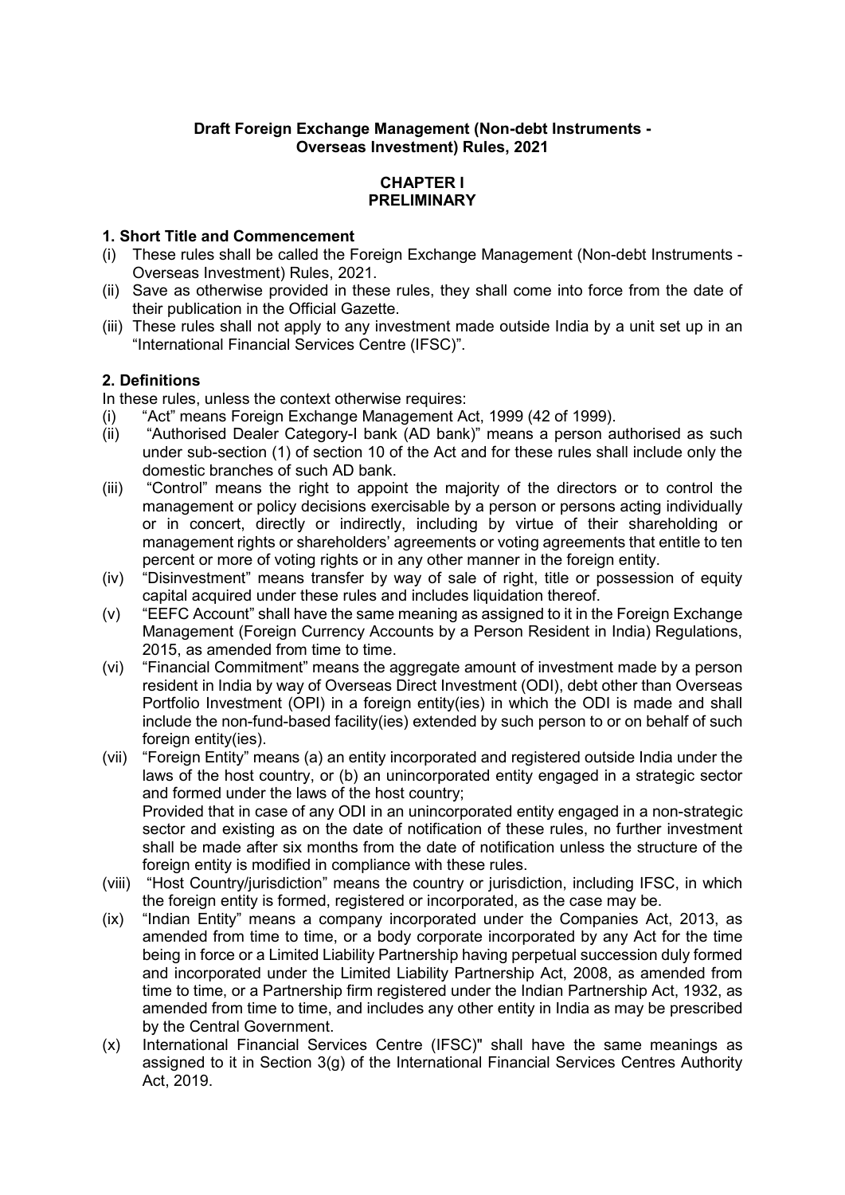**Draft Foreign Exchange Management (Non-debt Instruments - Overseas Investment) Rules, 2021**

**CHAPTER I**
**PRELIMINARY**

**1. Short Title and Commencement**

(i) These rules shall be called the Foreign Exchange Management (Non-debt Instruments - Overseas Investment) Rules, 2021.

(ii) Save as otherwise provided in these rules, they shall come into force from the date of their publication in the Official Gazette.

(iii) These rules shall not apply to any investment made outside India by a unit set up in an "International Financial Services Centre (IFSC)".

**2. Definitions**

In these rules, unless the context otherwise requires:

(i) "Act" means Foreign Exchange Management Act, 1999 (42 of 1999).

(ii) "Authorised Dealer Category-I bank (AD bank)" means a person authorised as such under sub-section (1) of section 10 of the Act and for these rules shall include only the domestic branches of such AD bank.

(iii) "Control" means the right to appoint the majority of the directors or to control the management or policy decisions exercisable by a person or persons acting individually or in concert, directly or indirectly, including by virtue of their shareholding or management rights or shareholders' agreements or voting agreements that entitle to ten percent or more of voting rights or in any other manner in the foreign entity.

(iv) "Disinvestment" means transfer by way of sale of right, title or possession of equity capital acquired under these rules and includes liquidation thereof.

(v) "EEFC Account" shall have the same meaning as assigned to it in the Foreign Exchange Management (Foreign Currency Accounts by a Person Resident in India) Regulations, 2015, as amended from time to time.

(vi) "Financial Commitment" means the aggregate amount of investment made by a person resident in India by way of Overseas Direct Investment (ODI), debt other than Overseas Portfolio Investment (OPI) in a foreign entity(ies) in which the ODI is made and shall include the non-fund-based facility(ies) extended by such person to or on behalf of such foreign entity(ies).

(vii) "Foreign Entity" means (a) an entity incorporated and registered outside India under the laws of the host country, or (b) an unincorporated entity engaged in a strategic sector and formed under the laws of the host country;
Provided that in case of any ODI in an unincorporated entity engaged in a non-strategic sector and existing as on the date of notification of these rules, no further investment shall be made after six months from the date of notification unless the structure of the foreign entity is modified in compliance with these rules.

(viii) "Host Country/jurisdiction" means the country or jurisdiction, including IFSC, in which the foreign entity is formed, registered or incorporated, as the case may be.

(ix) "Indian Entity" means a company incorporated under the Companies Act, 2013, as amended from time to time, or a body corporate incorporated by any Act for the time being in force or a Limited Liability Partnership having perpetual succession duly formed and incorporated under the Limited Liability Partnership Act, 2008, as amended from time to time, or a Partnership firm registered under the Indian Partnership Act, 1932, as amended from time to time, and includes any other entity in India as may be prescribed by the Central Government.

(x) International Financial Services Centre (IFSC)" shall have the same meanings as assigned to it in Section 3(g) of the International Financial Services Centres Authority Act, 2019.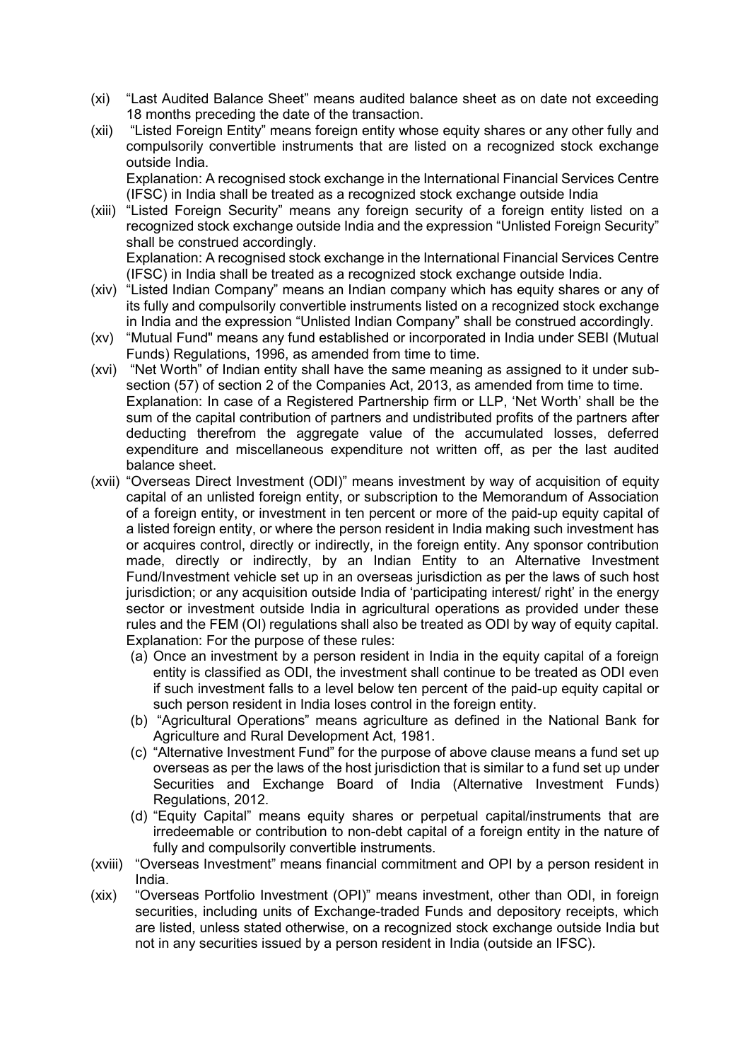(xi) "Last Audited Balance Sheet" means audited balance sheet as on date not exceeding 18 months preceding the date of the transaction.

(xii) "Listed Foreign Entity" means foreign entity whose equity shares or any other fully and compulsorily convertible instruments that are listed on a recognized stock exchange outside India.
Explanation: A recognised stock exchange in the International Financial Services Centre (IFSC) in India shall be treated as a recognized stock exchange outside India

(xiii) "Listed Foreign Security" means any foreign security of a foreign entity listed on a recognized stock exchange outside India and the expression "Unlisted Foreign Security" shall be construed accordingly.
Explanation: A recognised stock exchange in the International Financial Services Centre (IFSC) in India shall be treated as a recognized stock exchange outside India.

(xiv) "Listed Indian Company" means an Indian company which has equity shares or any of its fully and compulsorily convertible instruments listed on a recognized stock exchange in India and the expression "Unlisted Indian Company" shall be construed accordingly.

(xv) "Mutual Fund" means any fund established or incorporated in India under SEBI (Mutual Funds) Regulations, 1996, as amended from time to time.

(xvi) "Net Worth" of Indian entity shall have the same meaning as assigned to it under sub-section (57) of section 2 of the Companies Act, 2013, as amended from time to time.
Explanation: In case of a Registered Partnership firm or LLP, 'Net Worth' shall be the sum of the capital contribution of partners and undistributed profits of the partners after deducting therefrom the aggregate value of the accumulated losses, deferred expenditure and miscellaneous expenditure not written off, as per the last audited balance sheet.

(xvii) "Overseas Direct Investment (ODI)" means investment by way of acquisition of equity capital of an unlisted foreign entity, or subscription to the Memorandum of Association of a foreign entity, or investment in ten percent or more of the paid-up equity capital of a listed foreign entity, or where the person resident in India making such investment has or acquires control, directly or indirectly, in the foreign entity. Any sponsor contribution made, directly or indirectly, by an Indian Entity to an Alternative Investment Fund/Investment vehicle set up in an overseas jurisdiction as per the laws of such host jurisdiction; or any acquisition outside India of 'participating interest/ right' in the energy sector or investment outside India in agricultural operations as provided under these rules and the FEM (OI) regulations shall also be treated as ODI by way of equity capital.
Explanation: For the purpose of these rules:

  (a) Once an investment by a person resident in India in the equity capital of a foreign entity is classified as ODI, the investment shall continue to be treated as ODI even if such investment falls to a level below ten percent of the paid-up equity capital or such person resident in India loses control in the foreign entity.
  (b) "Agricultural Operations" means agriculture as defined in the National Bank for Agriculture and Rural Development Act, 1981.
  (c) "Alternative Investment Fund" for the purpose of above clause means a fund set up overseas as per the laws of the host jurisdiction that is similar to a fund set up under Securities and Exchange Board of India (Alternative Investment Funds) Regulations, 2012.
  (d) "Equity Capital" means equity shares or perpetual capital/instruments that are irredeemable or contribution to non-debt capital of a foreign entity in the nature of fully and compulsorily convertible instruments.

(xviii) "Overseas Investment" means financial commitment and OPI by a person resident in India.

(xix) "Overseas Portfolio Investment (OPI)" means investment, other than ODI, in foreign securities, including units of Exchange-traded Funds and depository receipts, which are listed, unless stated otherwise, on a recognized stock exchange outside India but not in any securities issued by a person resident in India (outside an IFSC).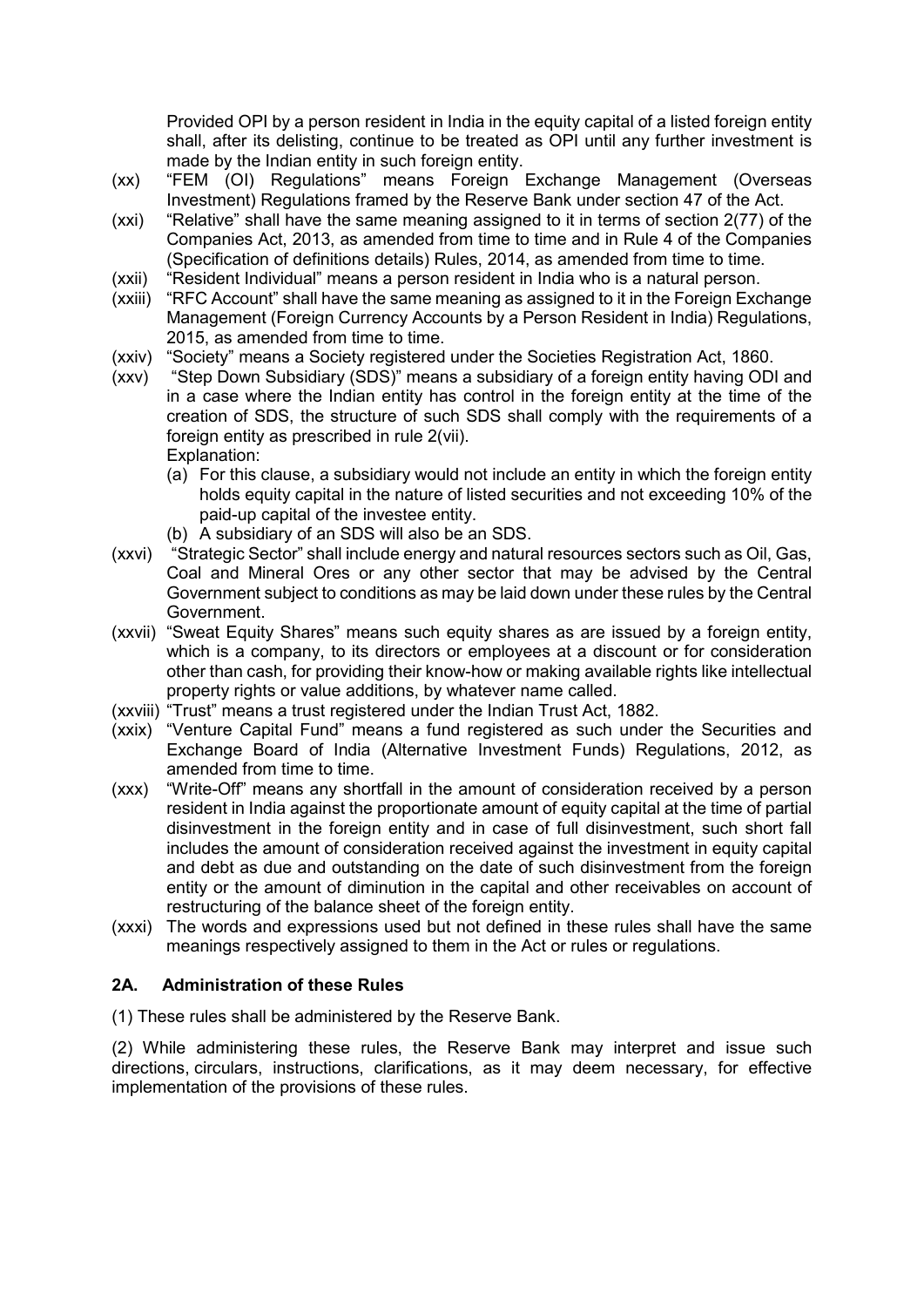Provided OPI by a person resident in India in the equity capital of a listed foreign entity shall, after its delisting, continue to be treated as OPI until any further investment is made by the Indian entity in such foreign entity.

(xx) "FEM (OI) Regulations" means Foreign Exchange Management (Overseas Investment) Regulations framed by the Reserve Bank under section 47 of the Act.

(xxi) "Relative" shall have the same meaning assigned to it in terms of section 2(77) of the Companies Act, 2013, as amended from time to time and in Rule 4 of the Companies (Specification of definitions details) Rules, 2014, as amended from time to time.

(xxii) "Resident Individual" means a person resident in India who is a natural person.

(xxiii) "RFC Account" shall have the same meaning as assigned to it in the Foreign Exchange Management (Foreign Currency Accounts by a Person Resident in India) Regulations, 2015, as amended from time to time.

(xxiv) "Society" means a Society registered under the Societies Registration Act, 1860.

(xxv) "Step Down Subsidiary (SDS)" means a subsidiary of a foreign entity having ODI and in a case where the Indian entity has control in the foreign entity at the time of the creation of SDS, the structure of such SDS shall comply with the requirements of a foreign entity as prescribed in rule 2(vii).

Explanation:

(a) For this clause, a subsidiary would not include an entity in which the foreign entity holds equity capital in the nature of listed securities and not exceeding 10% of the paid-up capital of the investee entity.

(b) A subsidiary of an SDS will also be an SDS.

(xxvi) "Strategic Sector" shall include energy and natural resources sectors such as Oil, Gas, Coal and Mineral Ores or any other sector that may be advised by the Central Government subject to conditions as may be laid down under these rules by the Central Government.

(xxvii) "Sweat Equity Shares" means such equity shares as are issued by a foreign entity, which is a company, to its directors or employees at a discount or for consideration other than cash, for providing their know-how or making available rights like intellectual property rights or value additions, by whatever name called.

(xxviii) "Trust" means a trust registered under the Indian Trust Act, 1882.

(xxix) "Venture Capital Fund" means a fund registered as such under the Securities and Exchange Board of India (Alternative Investment Funds) Regulations, 2012, as amended from time to time.

(xxx) "Write-Off" means any shortfall in the amount of consideration received by a person resident in India against the proportionate amount of equity capital at the time of partial disinvestment in the foreign entity and in case of full disinvestment, such short fall includes the amount of consideration received against the investment in equity capital and debt as due and outstanding on the date of such disinvestment from the foreign entity or the amount of diminution in the capital and other receivables on account of restructuring of the balance sheet of the foreign entity.

(xxxi) The words and expressions used but not defined in these rules shall have the same meanings respectively assigned to them in the Act or rules or regulations.

## 2A. Administration of these Rules

(1) These rules shall be administered by the Reserve Bank.

(2) While administering these rules, the Reserve Bank may interpret and issue such directions, circulars, instructions, clarifications, as it may deem necessary, for effective implementation of the provisions of these rules.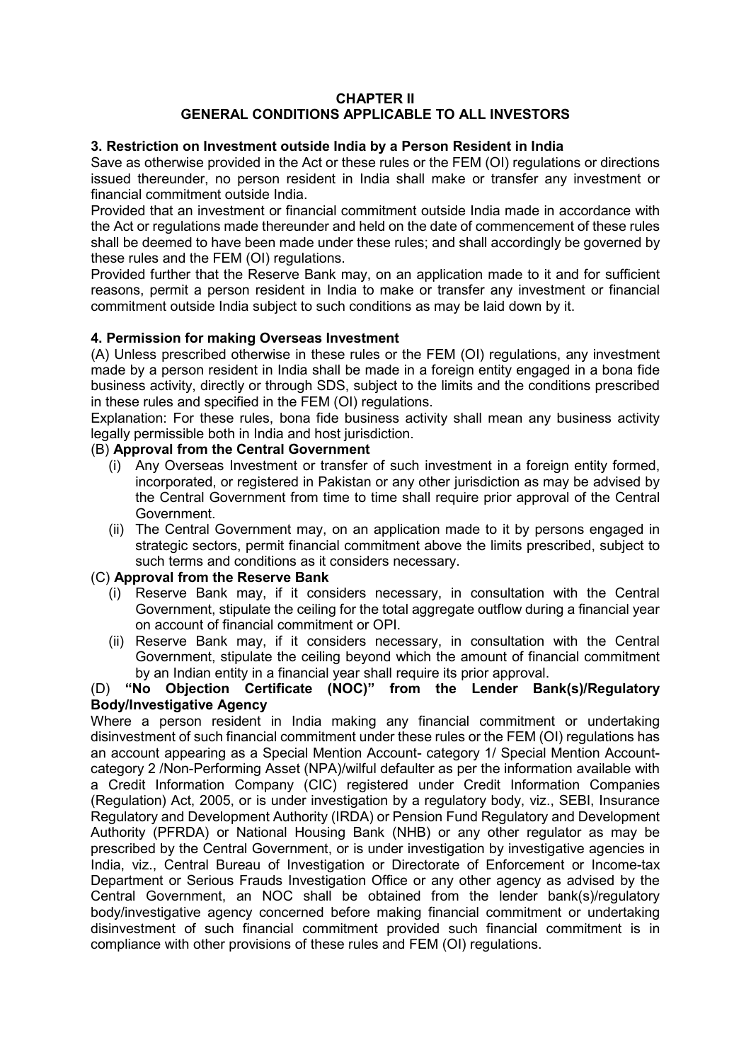## CHAPTER II
## GENERAL CONDITIONS APPLICABLE TO ALL INVESTORS

### 3. Restriction on Investment outside India by a Person Resident in India

Save as otherwise provided in the Act or these rules or the FEM (OI) regulations or directions issued thereunder, no person resident in India shall make or transfer any investment or financial commitment outside India.

Provided that an investment or financial commitment outside India made in accordance with the Act or regulations made thereunder and held on the date of commencement of these rules shall be deemed to have been made under these rules; and shall accordingly be governed by these rules and the FEM (OI) regulations.

Provided further that the Reserve Bank may, on an application made to it and for sufficient reasons, permit a person resident in India to make or transfer any investment or financial commitment outside India subject to such conditions as may be laid down by it.

### 4. Permission for making Overseas Investment

(A) Unless prescribed otherwise in these rules or the FEM (OI) regulations, any investment made by a person resident in India shall be made in a foreign entity engaged in a bona fide business activity, directly or through SDS, subject to the limits and the conditions prescribed in these rules and specified in the FEM (OI) regulations.

Explanation: For these rules, bona fide business activity shall mean any business activity legally permissible both in India and host jurisdiction.

(B) **Approval from the Central Government**

- (i) Any Overseas Investment or transfer of such investment in a foreign entity formed, incorporated, or registered in Pakistan or any other jurisdiction as may be advised by the Central Government from time to time shall require prior approval of the Central Government.
- (ii) The Central Government may, on an application made to it by persons engaged in strategic sectors, permit financial commitment above the limits prescribed, subject to such terms and conditions as it considers necessary.

(C) **Approval from the Reserve Bank**

- (i) Reserve Bank may, if it considers necessary, in consultation with the Central Government, stipulate the ceiling for the total aggregate outflow during a financial year on account of financial commitment or OPI.
- (ii) Reserve Bank may, if it considers necessary, in consultation with the Central Government, stipulate the ceiling beyond which the amount of financial commitment by an Indian entity in a financial year shall require its prior approval.

(D) **"No Objection Certificate (NOC)" from the Lender Bank(s)/Regulatory Body/Investigative Agency**

Where a person resident in India making any financial commitment or undertaking disinvestment of such financial commitment under these rules or the FEM (OI) regulations has an account appearing as a Special Mention Account- category 1/ Special Mention Account-category 2 /Non-Performing Asset (NPA)/wilful defaulter as per the information available with a Credit Information Company (CIC) registered under Credit Information Companies (Regulation) Act, 2005, or is under investigation by a regulatory body, viz., SEBI, Insurance Regulatory and Development Authority (IRDA) or Pension Fund Regulatory and Development Authority (PFRDA) or National Housing Bank (NHB) or any other regulator as may be prescribed by the Central Government, or is under investigation by investigative agencies in India, viz., Central Bureau of Investigation or Directorate of Enforcement or Income-tax Department or Serious Frauds Investigation Office or any other agency as advised by the Central Government, an NOC shall be obtained from the lender bank(s)/regulatory body/investigative agency concerned before making financial commitment or undertaking disinvestment of such financial commitment provided such financial commitment is in compliance with other provisions of these rules and FEM (OI) regulations.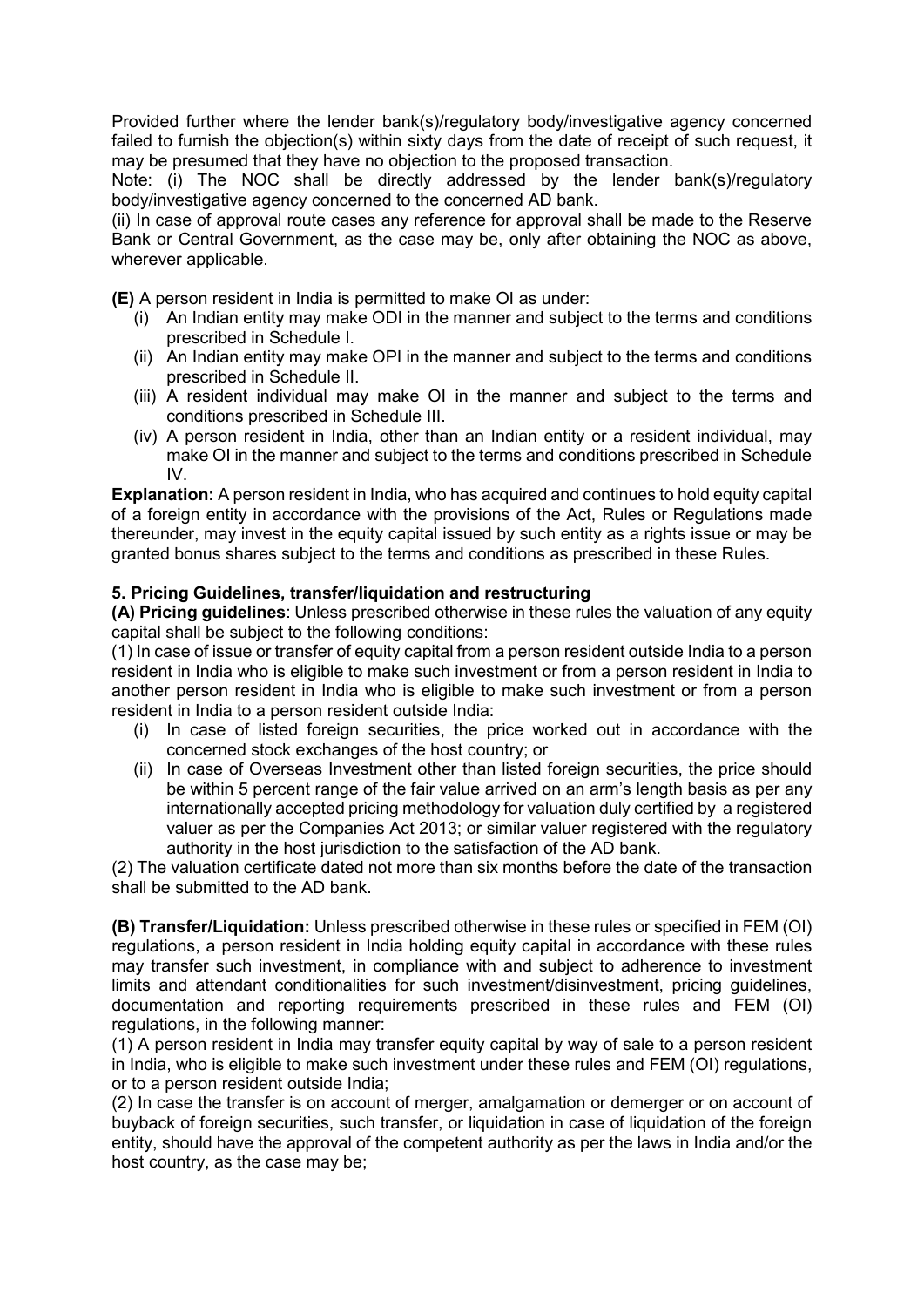Provided further where the lender bank(s)/regulatory body/investigative agency concerned failed to furnish the objection(s) within sixty days from the date of receipt of such request, it may be presumed that they have no objection to the proposed transaction.

Note: (i) The NOC shall be directly addressed by the lender bank(s)/regulatory body/investigative agency concerned to the concerned AD bank.

(ii) In case of approval route cases any reference for approval shall be made to the Reserve Bank or Central Government, as the case may be, only after obtaining the NOC as above, wherever applicable.

**(E)** A person resident in India is permitted to make OI as under:

- (i) An Indian entity may make ODI in the manner and subject to the terms and conditions prescribed in Schedule I.
- (ii) An Indian entity may make OPI in the manner and subject to the terms and conditions prescribed in Schedule II.
- (iii) A resident individual may make OI in the manner and subject to the terms and conditions prescribed in Schedule III.
- (iv) A person resident in India, other than an Indian entity or a resident individual, may make OI in the manner and subject to the terms and conditions prescribed in Schedule IV.

**Explanation:** A person resident in India, who has acquired and continues to hold equity capital of a foreign entity in accordance with the provisions of the Act, Rules or Regulations made thereunder, may invest in the equity capital issued by such entity as a rights issue or may be granted bonus shares subject to the terms and conditions as prescribed in these Rules.

**5. Pricing Guidelines, transfer/liquidation and restructuring**

**(A) Pricing guidelines**: Unless prescribed otherwise in these rules the valuation of any equity capital shall be subject to the following conditions:

(1) In case of issue or transfer of equity capital from a person resident outside India to a person resident in India who is eligible to make such investment or from a person resident in India to another person resident in India who is eligible to make such investment or from a person resident in India to a person resident outside India:

- (i) In case of listed foreign securities, the price worked out in accordance with the concerned stock exchanges of the host country; or
- (ii) In case of Overseas Investment other than listed foreign securities, the price should be within 5 percent range of the fair value arrived on an arm's length basis as per any internationally accepted pricing methodology for valuation duly certified by a registered valuer as per the Companies Act 2013; or similar valuer registered with the regulatory authority in the host jurisdiction to the satisfaction of the AD bank.

(2) The valuation certificate dated not more than six months before the date of the transaction shall be submitted to the AD bank.

**(B) Transfer/Liquidation:** Unless prescribed otherwise in these rules or specified in FEM (OI) regulations, a person resident in India holding equity capital in accordance with these rules may transfer such investment, in compliance with and subject to adherence to investment limits and attendant conditionalities for such investment/disinvestment, pricing guidelines, documentation and reporting requirements prescribed in these rules and FEM (OI) regulations, in the following manner:

(1) A person resident in India may transfer equity capital by way of sale to a person resident in India, who is eligible to make such investment under these rules and FEM (OI) regulations, or to a person resident outside India;

(2) In case the transfer is on account of merger, amalgamation or demerger or on account of buyback of foreign securities, such transfer, or liquidation in case of liquidation of the foreign entity, should have the approval of the competent authority as per the laws in India and/or the host country, as the case may be;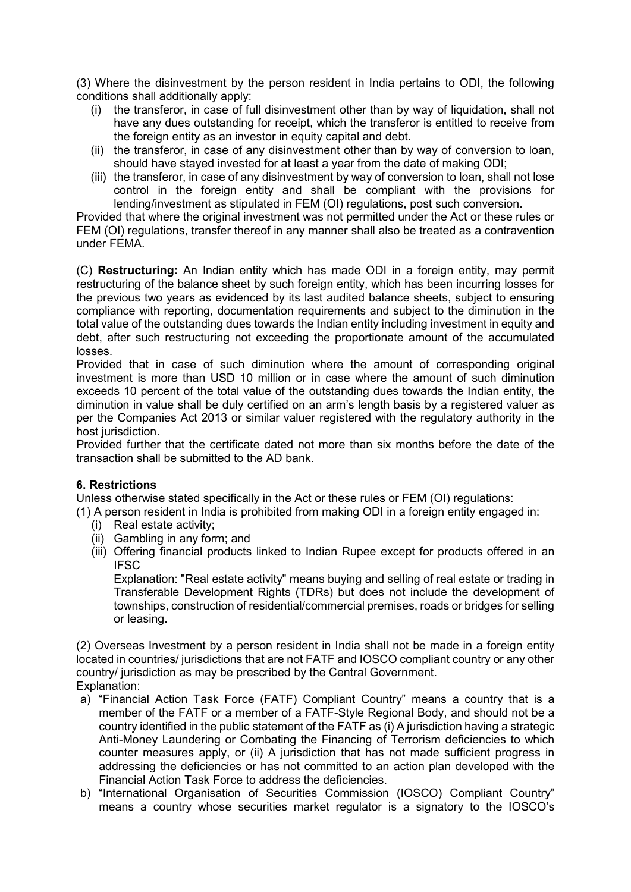(3) Where the disinvestment by the person resident in India pertains to ODI, the following conditions shall additionally apply:

- (i) the transferor, in case of full disinvestment other than by way of liquidation, shall not have any dues outstanding for receipt, which the transferor is entitled to receive from the foreign entity as an investor in equity capital and debt**.**
- (ii) the transferor, in case of any disinvestment other than by way of conversion to loan, should have stayed invested for at least a year from the date of making ODI;
- (iii) the transferor, in case of any disinvestment by way of conversion to loan, shall not lose control in the foreign entity and shall be compliant with the provisions for lending/investment as stipulated in FEM (OI) regulations, post such conversion.

Provided that where the original investment was not permitted under the Act or these rules or FEM (OI) regulations, transfer thereof in any manner shall also be treated as a contravention under FEMA.

(C) **Restructuring:** An Indian entity which has made ODI in a foreign entity, may permit restructuring of the balance sheet by such foreign entity, which has been incurring losses for the previous two years as evidenced by its last audited balance sheets, subject to ensuring compliance with reporting, documentation requirements and subject to the diminution in the total value of the outstanding dues towards the Indian entity including investment in equity and debt, after such restructuring not exceeding the proportionate amount of the accumulated losses.

Provided that in case of such diminution where the amount of corresponding original investment is more than USD 10 million or in case where the amount of such diminution exceeds 10 percent of the total value of the outstanding dues towards the Indian entity, the diminution in value shall be duly certified on an arm's length basis by a registered valuer as per the Companies Act 2013 or similar valuer registered with the regulatory authority in the host jurisdiction.

Provided further that the certificate dated not more than six months before the date of the transaction shall be submitted to the AD bank.

**6. Restrictions**

Unless otherwise stated specifically in the Act or these rules or FEM (OI) regulations:

(1) A person resident in India is prohibited from making ODI in a foreign entity engaged in:

- (i) Real estate activity;
- (ii) Gambling in any form; and
- (iii) Offering financial products linked to Indian Rupee except for products offered in an IFSC

  Explanation: "Real estate activity" means buying and selling of real estate or trading in Transferable Development Rights (TDRs) but does not include the development of townships, construction of residential/commercial premises, roads or bridges for selling or leasing.

(2) Overseas Investment by a person resident in India shall not be made in a foreign entity located in countries/ jurisdictions that are not FATF and IOSCO compliant country or any other country/ jurisdiction as may be prescribed by the Central Government.

Explanation:

- a) "Financial Action Task Force (FATF) Compliant Country" means a country that is a member of the FATF or a member of a FATF-Style Regional Body, and should not be a country identified in the public statement of the FATF as (i) A jurisdiction having a strategic Anti-Money Laundering or Combating the Financing of Terrorism deficiencies to which counter measures apply, or (ii) A jurisdiction that has not made sufficient progress in addressing the deficiencies or has not committed to an action plan developed with the Financial Action Task Force to address the deficiencies.
- b) "International Organisation of Securities Commission (IOSCO) Compliant Country" means a country whose securities market regulator is a signatory to the IOSCO's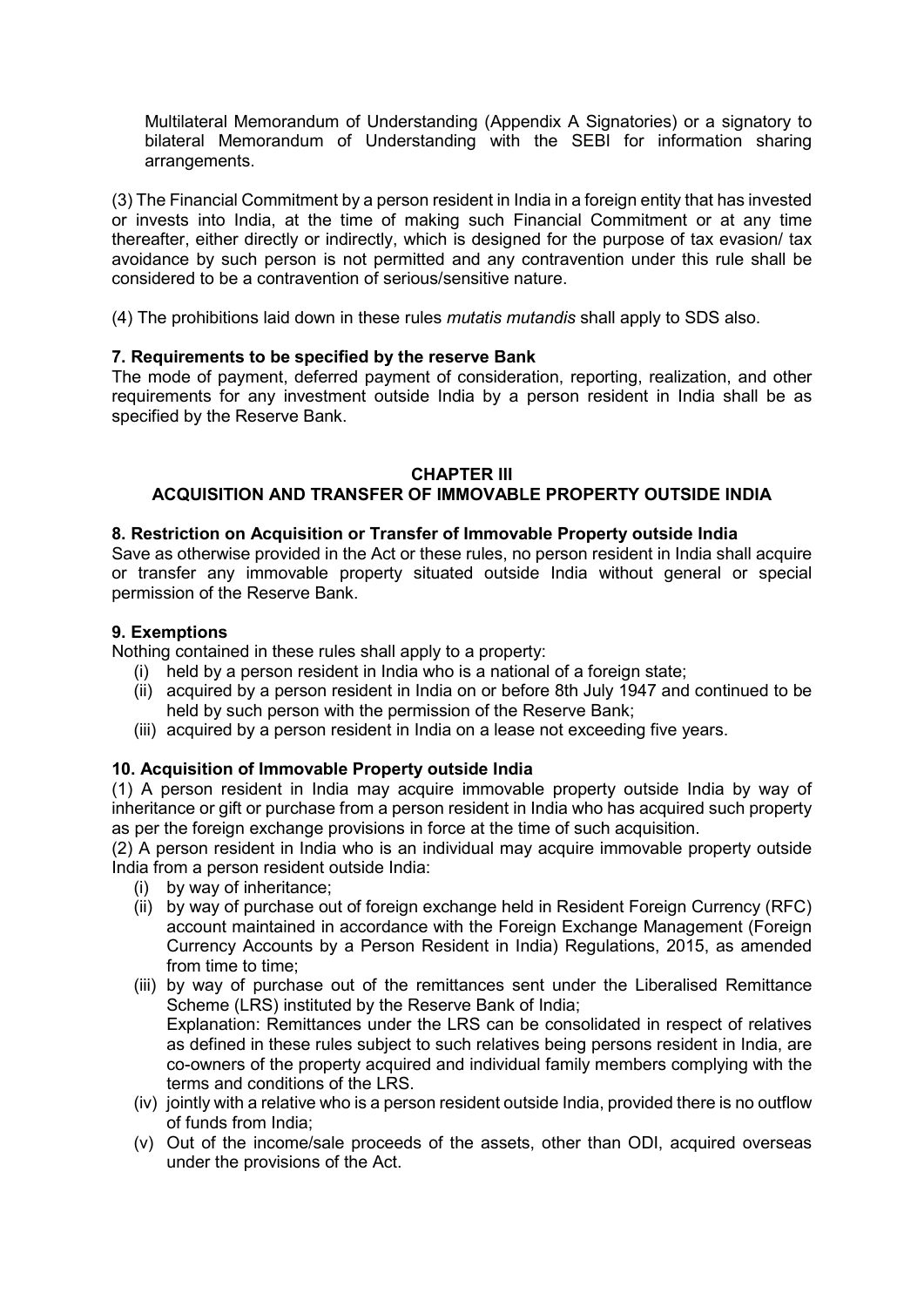Multilateral Memorandum of Understanding (Appendix A Signatories) or a signatory to bilateral Memorandum of Understanding with the SEBI for information sharing arrangements.

(3) The Financial Commitment by a person resident in India in a foreign entity that has invested or invests into India, at the time of making such Financial Commitment or at any time thereafter, either directly or indirectly, which is designed for the purpose of tax evasion/ tax avoidance by such person is not permitted and any contravention under this rule shall be considered to be a contravention of serious/sensitive nature.

(4) The prohibitions laid down in these rules *mutatis mutandis* shall apply to SDS also.

**7. Requirements to be specified by the reserve Bank**

The mode of payment, deferred payment of consideration, reporting, realization, and other requirements for any investment outside India by a person resident in India shall be as specified by the Reserve Bank.

## CHAPTER III

## ACQUISITION AND TRANSFER OF IMMOVABLE PROPERTY OUTSIDE INDIA

**8. Restriction on Acquisition or Transfer of Immovable Property outside India**

Save as otherwise provided in the Act or these rules, no person resident in India shall acquire or transfer any immovable property situated outside India without general or special permission of the Reserve Bank.

**9. Exemptions**

Nothing contained in these rules shall apply to a property:

(i) held by a person resident in India who is a national of a foreign state;
(ii) acquired by a person resident in India on or before 8th July 1947 and continued to be held by such person with the permission of the Reserve Bank;
(iii) acquired by a person resident in India on a lease not exceeding five years.

**10. Acquisition of Immovable Property outside India**

(1) A person resident in India may acquire immovable property outside India by way of inheritance or gift or purchase from a person resident in India who has acquired such property as per the foreign exchange provisions in force at the time of such acquisition.

(2) A person resident in India who is an individual may acquire immovable property outside India from a person resident outside India:

(i) by way of inheritance;
(ii) by way of purchase out of foreign exchange held in Resident Foreign Currency (RFC) account maintained in accordance with the Foreign Exchange Management (Foreign Currency Accounts by a Person Resident in India) Regulations, 2015, as amended from time to time;
(iii) by way of purchase out of the remittances sent under the Liberalised Remittance Scheme (LRS) instituted by the Reserve Bank of India;
Explanation: Remittances under the LRS can be consolidated in respect of relatives as defined in these rules subject to such relatives being persons resident in India, are co-owners of the property acquired and individual family members complying with the terms and conditions of the LRS.
(iv) jointly with a relative who is a person resident outside India, provided there is no outflow of funds from India;
(v) Out of the income/sale proceeds of the assets, other than ODI, acquired overseas under the provisions of the Act.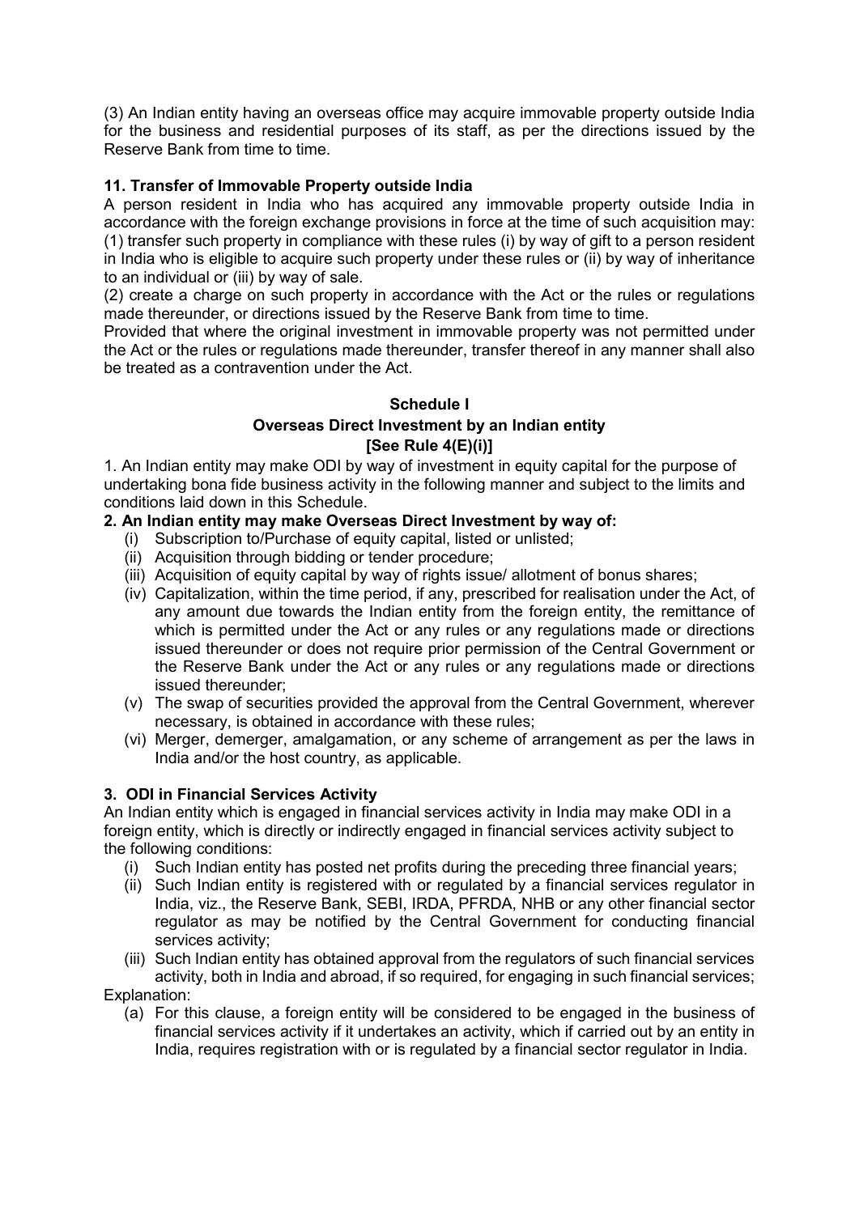(3) An Indian entity having an overseas office may acquire immovable property outside India for the business and residential purposes of its staff, as per the directions issued by the Reserve Bank from time to time.

**11. Transfer of Immovable Property outside India**

A person resident in India who has acquired any immovable property outside India in accordance with the foreign exchange provisions in force at the time of such acquisition may:
(1) transfer such property in compliance with these rules (i) by way of gift to a person resident in India who is eligible to acquire such property under these rules or (ii) by way of inheritance to an individual or (iii) by way of sale.
(2) create a charge on such property in accordance with the Act or the rules or regulations made thereunder, or directions issued by the Reserve Bank from time to time.
Provided that where the original investment in immovable property was not permitted under the Act or the rules or regulations made thereunder, transfer thereof in any manner shall also be treated as a contravention under the Act.

**Schedule I**

**Overseas Direct Investment by an Indian entity**

**[See Rule 4(E)(i)]**

1. An Indian entity may make ODI by way of investment in equity capital for the purpose of undertaking bona fide business activity in the following manner and subject to the limits and conditions laid down in this Schedule.

**2. An Indian entity may make Overseas Direct Investment by way of:**

(i) Subscription to/Purchase of equity capital, listed or unlisted;
(ii) Acquisition through bidding or tender procedure;
(iii) Acquisition of equity capital by way of rights issue/ allotment of bonus shares;
(iv) Capitalization, within the time period, if any, prescribed for realisation under the Act, of any amount due towards the Indian entity from the foreign entity, the remittance of which is permitted under the Act or any rules or any regulations made or directions issued thereunder or does not require prior permission of the Central Government or the Reserve Bank under the Act or any rules or any regulations made or directions issued thereunder;
(v) The swap of securities provided the approval from the Central Government, wherever necessary, is obtained in accordance with these rules;
(vi) Merger, demerger, amalgamation, or any scheme of arrangement as per the laws in India and/or the host country, as applicable.

**3. ODI in Financial Services Activity**

An Indian entity which is engaged in financial services activity in India may make ODI in a foreign entity, which is directly or indirectly engaged in financial services activity subject to the following conditions:

(i) Such Indian entity has posted net profits during the preceding three financial years;
(ii) Such Indian entity is registered with or regulated by a financial services regulator in India, viz., the Reserve Bank, SEBI, IRDA, PFRDA, NHB or any other financial sector regulator as may be notified by the Central Government for conducting financial services activity;
(iii) Such Indian entity has obtained approval from the regulators of such financial services activity, both in India and abroad, if so required, for engaging in such financial services;

Explanation:

(a) For this clause, a foreign entity will be considered to be engaged in the business of financial services activity if it undertakes an activity, which if carried out by an entity in India, requires registration with or is regulated by a financial sector regulator in India.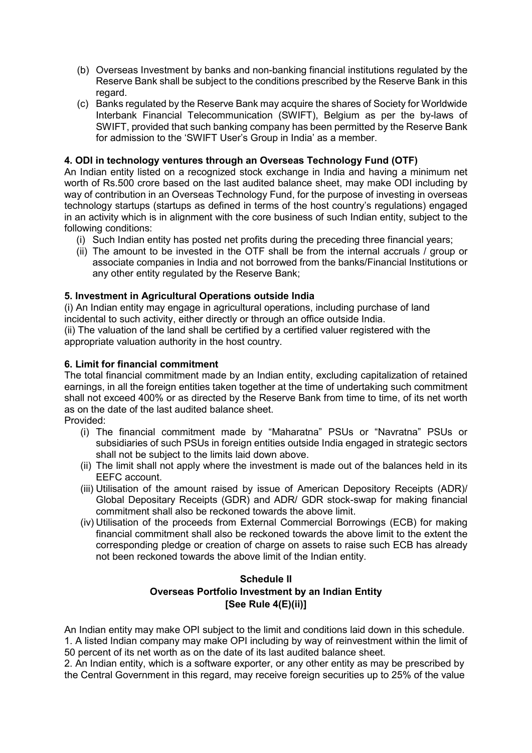(b) Overseas Investment by banks and non-banking financial institutions regulated by the Reserve Bank shall be subject to the conditions prescribed by the Reserve Bank in this regard.

(c) Banks regulated by the Reserve Bank may acquire the shares of Society for Worldwide Interbank Financial Telecommunication (SWIFT), Belgium as per the by-laws of SWIFT, provided that such banking company has been permitted by the Reserve Bank for admission to the 'SWIFT User's Group in India' as a member.

**4. ODI in technology ventures through an Overseas Technology Fund (OTF)**

An Indian entity listed on a recognized stock exchange in India and having a minimum net worth of Rs.500 crore based on the last audited balance sheet, may make ODI including by way of contribution in an Overseas Technology Fund, for the purpose of investing in overseas technology startups (startups as defined in terms of the host country's regulations) engaged in an activity which is in alignment with the core business of such Indian entity, subject to the following conditions:

(i) Such Indian entity has posted net profits during the preceding three financial years;

(ii) The amount to be invested in the OTF shall be from the internal accruals / group or associate companies in India and not borrowed from the banks/Financial Institutions or any other entity regulated by the Reserve Bank;

**5. Investment in Agricultural Operations outside India**

(i) An Indian entity may engage in agricultural operations, including purchase of land incidental to such activity, either directly or through an office outside India.

(ii) The valuation of the land shall be certified by a certified valuer registered with the appropriate valuation authority in the host country.

**6. Limit for financial commitment**

The total financial commitment made by an Indian entity, excluding capitalization of retained earnings, in all the foreign entities taken together at the time of undertaking such commitment shall not exceed 400% or as directed by the Reserve Bank from time to time, of its net worth as on the date of the last audited balance sheet.

Provided:

(i) The financial commitment made by "Maharatna" PSUs or "Navratna" PSUs or subsidiaries of such PSUs in foreign entities outside India engaged in strategic sectors shall not be subject to the limits laid down above.

(ii) The limit shall not apply where the investment is made out of the balances held in its EEFC account.

(iii) Utilisation of the amount raised by issue of American Depository Receipts (ADR)/ Global Depositary Receipts (GDR) and ADR/ GDR stock-swap for making financial commitment shall also be reckoned towards the above limit.

(iv) Utilisation of the proceeds from External Commercial Borrowings (ECB) for making financial commitment shall also be reckoned towards the above limit to the extent the corresponding pledge or creation of charge on assets to raise such ECB has already not been reckoned towards the above limit of the Indian entity.

## Schedule II
## Overseas Portfolio Investment by an Indian Entity
## [See Rule 4(E)(ii)]

An Indian entity may make OPI subject to the limit and conditions laid down in this schedule.

1. A listed Indian company may make OPI including by way of reinvestment within the limit of 50 percent of its net worth as on the date of its last audited balance sheet.

2. An Indian entity, which is a software exporter, or any other entity as may be prescribed by the Central Government in this regard, may receive foreign securities up to 25% of the value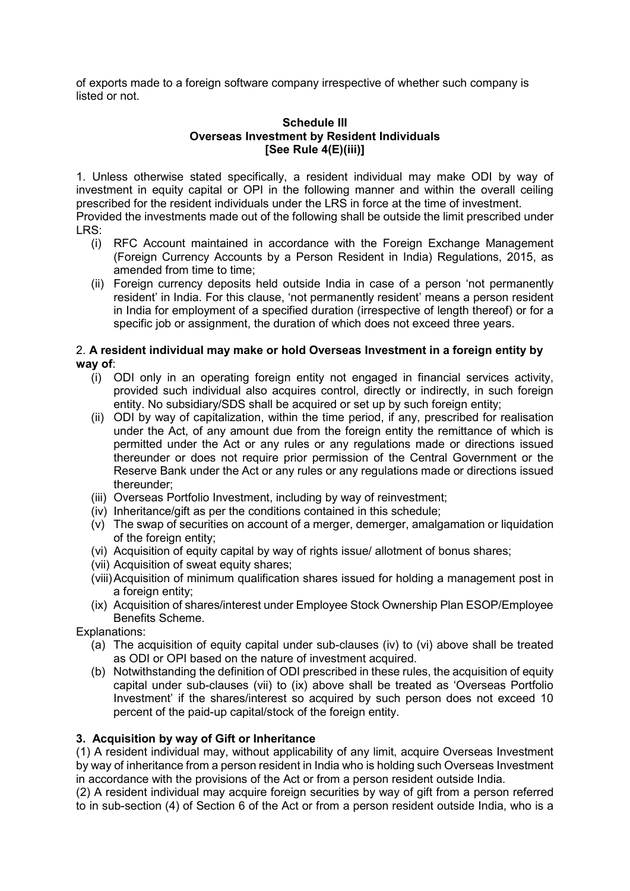of exports made to a foreign software company irrespective of whether such company is listed or not.

## Schedule III
## Overseas Investment by Resident Individuals
## [See Rule 4(E)(iii)]

1. Unless otherwise stated specifically, a resident individual may make ODI by way of investment in equity capital or OPI in the following manner and within the overall ceiling prescribed for the resident individuals under the LRS in force at the time of investment.
Provided the investments made out of the following shall be outside the limit prescribed under LRS:
   (i) RFC Account maintained in accordance with the Foreign Exchange Management (Foreign Currency Accounts by a Person Resident in India) Regulations, 2015, as amended from time to time;
   (ii) Foreign currency deposits held outside India in case of a person 'not permanently resident' in India. For this clause, 'not permanently resident' means a person resident in India for employment of a specified duration (irrespective of length thereof) or for a specific job or assignment, the duration of which does not exceed three years.

2. **A resident individual may make or hold Overseas Investment in a foreign entity by way of**:
   (i) ODI only in an operating foreign entity not engaged in financial services activity, provided such individual also acquires control, directly or indirectly, in such foreign entity. No subsidiary/SDS shall be acquired or set up by such foreign entity;
   (ii) ODI by way of capitalization, within the time period, if any, prescribed for realisation under the Act, of any amount due from the foreign entity the remittance of which is permitted under the Act or any rules or any regulations made or directions issued thereunder or does not require prior permission of the Central Government or the Reserve Bank under the Act or any rules or any regulations made or directions issued thereunder;
   (iii) Overseas Portfolio Investment, including by way of reinvestment;
   (iv) Inheritance/gift as per the conditions contained in this schedule;
   (v) The swap of securities on account of a merger, demerger, amalgamation or liquidation of the foreign entity;
   (vi) Acquisition of equity capital by way of rights issue/ allotment of bonus shares;
   (vii) Acquisition of sweat equity shares;
   (viii) Acquisition of minimum qualification shares issued for holding a management post in a foreign entity;
   (ix) Acquisition of shares/interest under Employee Stock Ownership Plan ESOP/Employee Benefits Scheme.

Explanations:
   (a) The acquisition of equity capital under sub-clauses (iv) to (vi) above shall be treated as ODI or OPI based on the nature of investment acquired.
   (b) Notwithstanding the definition of ODI prescribed in these rules, the acquisition of equity capital under sub-clauses (vii) to (ix) above shall be treated as 'Overseas Portfolio Investment' if the shares/interest so acquired by such person does not exceed 10 percent of the paid-up capital/stock of the foreign entity.

### 3. Acquisition by way of Gift or Inheritance

(1) A resident individual may, without applicability of any limit, acquire Overseas Investment by way of inheritance from a person resident in India who is holding such Overseas Investment in accordance with the provisions of the Act or from a person resident outside India.
(2) A resident individual may acquire foreign securities by way of gift from a person referred to in sub-section (4) of Section 6 of the Act or from a person resident outside India, who is a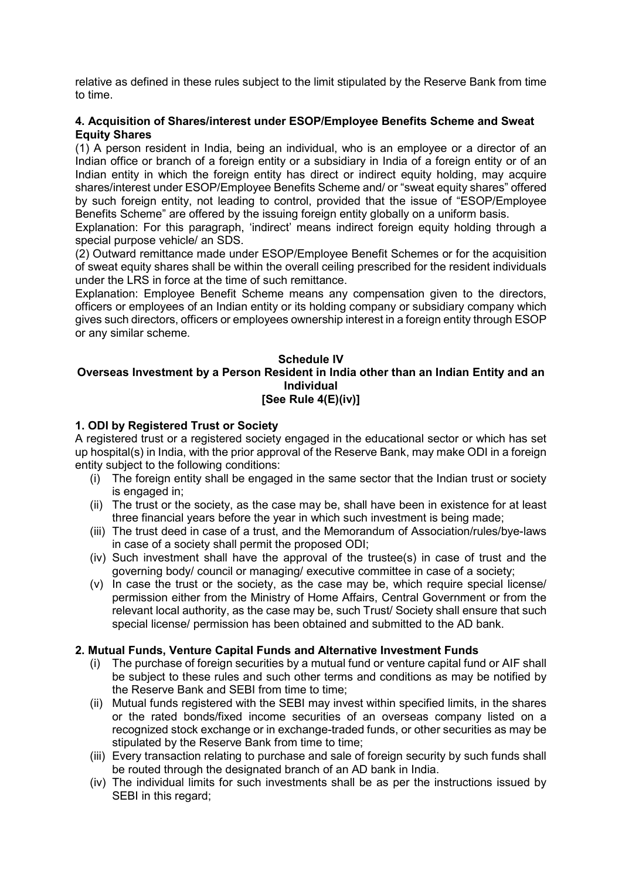relative as defined in these rules subject to the limit stipulated by the Reserve Bank from time to time.

**4. Acquisition of Shares/interest under ESOP/Employee Benefits Scheme and Sweat Equity Shares**

(1) A person resident in India, being an individual, who is an employee or a director of an Indian office or branch of a foreign entity or a subsidiary in India of a foreign entity or of an Indian entity in which the foreign entity has direct or indirect equity holding, may acquire shares/interest under ESOP/Employee Benefits Scheme and/ or "sweat equity shares" offered by such foreign entity, not leading to control, provided that the issue of "ESOP/Employee Benefits Scheme" are offered by the issuing foreign entity globally on a uniform basis.

Explanation: For this paragraph, 'indirect' means indirect foreign equity holding through a special purpose vehicle/ an SDS.

(2) Outward remittance made under ESOP/Employee Benefit Schemes or for the acquisition of sweat equity shares shall be within the overall ceiling prescribed for the resident individuals under the LRS in force at the time of such remittance.

Explanation: Employee Benefit Scheme means any compensation given to the directors, officers or employees of an Indian entity or its holding company or subsidiary company which gives such directors, officers or employees ownership interest in a foreign entity through ESOP or any similar scheme.

## Schedule IV
## Overseas Investment by a Person Resident in India other than an Indian Entity and an Individual
## [See Rule 4(E)(iv)]

**1. ODI by Registered Trust or Society**

A registered trust or a registered society engaged in the educational sector or which has set up hospital(s) in India, with the prior approval of the Reserve Bank, may make ODI in a foreign entity subject to the following conditions:

(i) The foreign entity shall be engaged in the same sector that the Indian trust or society is engaged in;

(ii) The trust or the society, as the case may be, shall have been in existence for at least three financial years before the year in which such investment is being made;

(iii) The trust deed in case of a trust, and the Memorandum of Association/rules/bye-laws in case of a society shall permit the proposed ODI;

(iv) Such investment shall have the approval of the trustee(s) in case of trust and the governing body/ council or managing/ executive committee in case of a society;

(v) In case the trust or the society, as the case may be, which require special license/ permission either from the Ministry of Home Affairs, Central Government or from the relevant local authority, as the case may be, such Trust/ Society shall ensure that such special license/ permission has been obtained and submitted to the AD bank.

**2. Mutual Funds, Venture Capital Funds and Alternative Investment Funds**

(i) The purchase of foreign securities by a mutual fund or venture capital fund or AIF shall be subject to these rules and such other terms and conditions as may be notified by the Reserve Bank and SEBI from time to time;

(ii) Mutual funds registered with the SEBI may invest within specified limits, in the shares or the rated bonds/fixed income securities of an overseas company listed on a recognized stock exchange or in exchange-traded funds, or other securities as may be stipulated by the Reserve Bank from time to time;

(iii) Every transaction relating to purchase and sale of foreign security by such funds shall be routed through the designated branch of an AD bank in India.

(iv) The individual limits for such investments shall be as per the instructions issued by SEBI in this regard;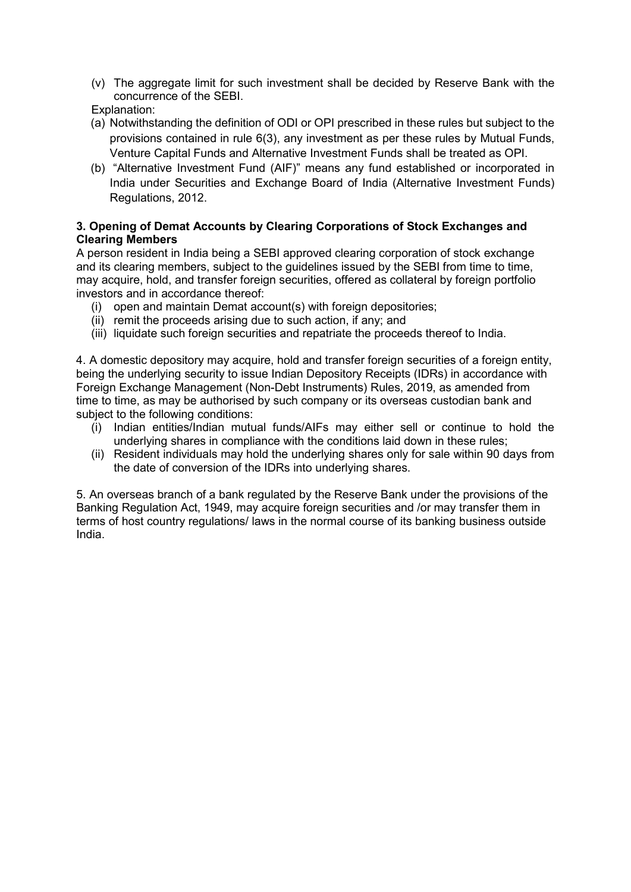(v) The aggregate limit for such investment shall be decided by Reserve Bank with the concurrence of the SEBI.

Explanation:

(a) Notwithstanding the definition of ODI or OPI prescribed in these rules but subject to the provisions contained in rule 6(3), any investment as per these rules by Mutual Funds, Venture Capital Funds and Alternative Investment Funds shall be treated as OPI.

(b) "Alternative Investment Fund (AIF)" means any fund established or incorporated in India under Securities and Exchange Board of India (Alternative Investment Funds) Regulations, 2012.

**3. Opening of Demat Accounts by Clearing Corporations of Stock Exchanges and Clearing Members**

A person resident in India being a SEBI approved clearing corporation of stock exchange and its clearing members, subject to the guidelines issued by the SEBI from time to time, may acquire, hold, and transfer foreign securities, offered as collateral by foreign portfolio investors and in accordance thereof:

(i) open and maintain Demat account(s) with foreign depositories;

(ii) remit the proceeds arising due to such action, if any; and

(iii) liquidate such foreign securities and repatriate the proceeds thereof to India.

4. A domestic depository may acquire, hold and transfer foreign securities of a foreign entity, being the underlying security to issue Indian Depository Receipts (IDRs) in accordance with Foreign Exchange Management (Non-Debt Instruments) Rules, 2019, as amended from time to time, as may be authorised by such company or its overseas custodian bank and subject to the following conditions:

(i) Indian entities/Indian mutual funds/AIFs may either sell or continue to hold the underlying shares in compliance with the conditions laid down in these rules;

(ii) Resident individuals may hold the underlying shares only for sale within 90 days from the date of conversion of the IDRs into underlying shares.

5. An overseas branch of a bank regulated by the Reserve Bank under the provisions of the Banking Regulation Act, 1949, may acquire foreign securities and /or may transfer them in terms of host country regulations/ laws in the normal course of its banking business outside India.